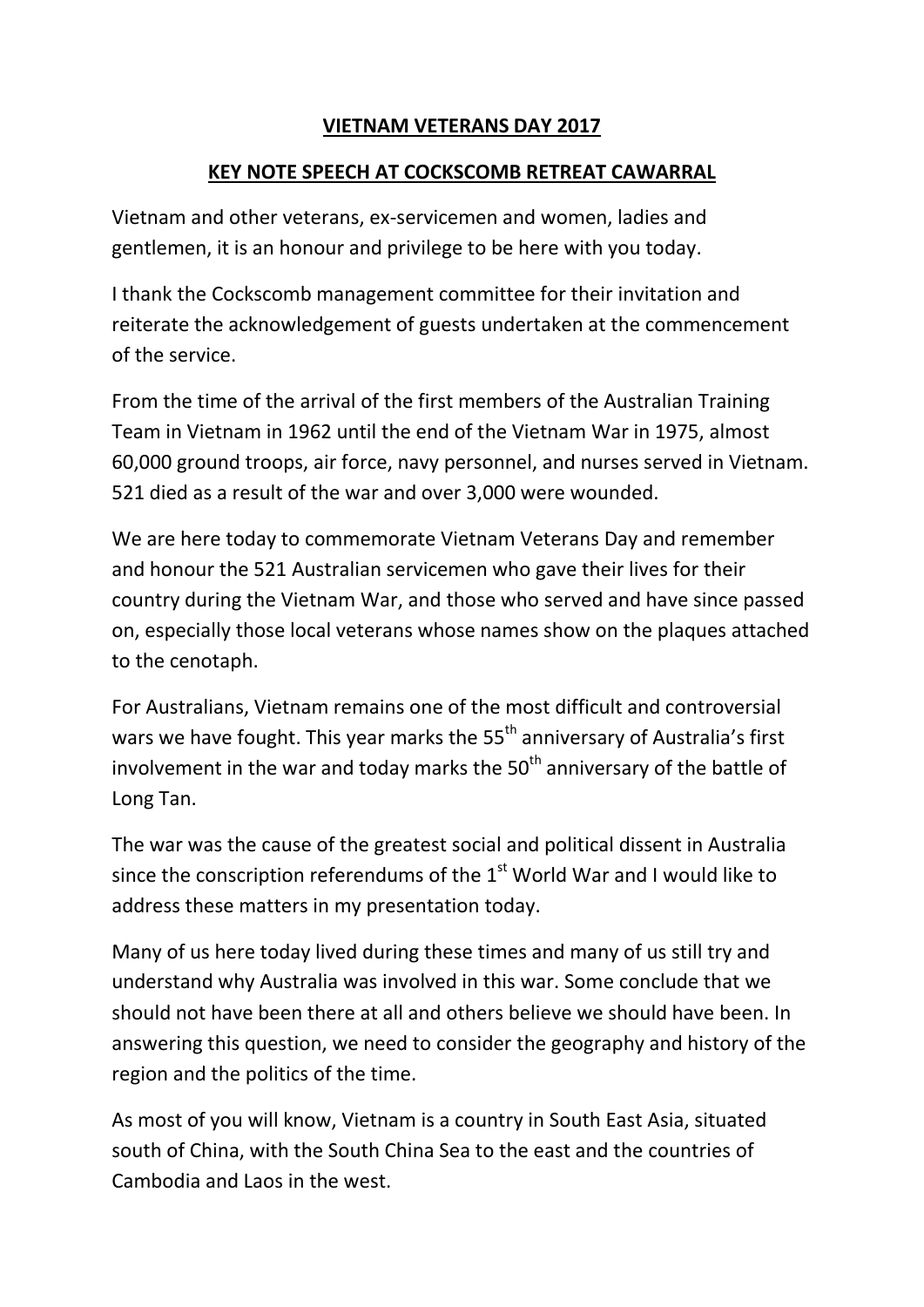# VIETNAM VETERANS DAY 2017

## KEY NOTE SPEECH AT COCKSCOMB RETREAT CAWARRAL

Vietnam and other veterans, ex-servicemen and women, ladies and gentlemen, it is an honour and privilege to be here with you today.

I thank the Cockscomb management committee for their invitation and reiterate the acknowledgement of guests undertaken at the commencement of the service.

From the time of the arrival of the first members of the Australian Training Team in Vietnam in 1962 until the end of the Vietnam War in 1975, almost 60,000 ground troops, air force, navy personnel, and nurses served in Vietnam. 521 died as a result of the war and over 3,000 were wounded.

We are here today to commemorate Vietnam Veterans Day and remember and honour the 521 Australian servicemen who gave their lives for their country during the Vietnam War, and those who served and have since passed on, especially those local veterans whose names show on the plaques attached to the cenotaph.

For Australians, Vietnam remains one of the most difficult and controversial wars we have fought. This year marks the 55th anniversary of Australia's first involvement in the war and today marks the 50th anniversary of the battle of Long Tan.

The war was the cause of the greatest social and political dissent in Australia since the conscription referendums of the 1st World War and I would like to address these matters in my presentation today.

Many of us here today lived during these times and many of us still try and understand why Australia was involved in this war. Some conclude that we should not have been there at all and others believe we should have been. In answering this question, we need to consider the geography and history of the region and the politics of the time.

As most of you will know, Vietnam is a country in South East Asia, situated south of China, with the South China Sea to the east and the countries of Cambodia and Laos in the west.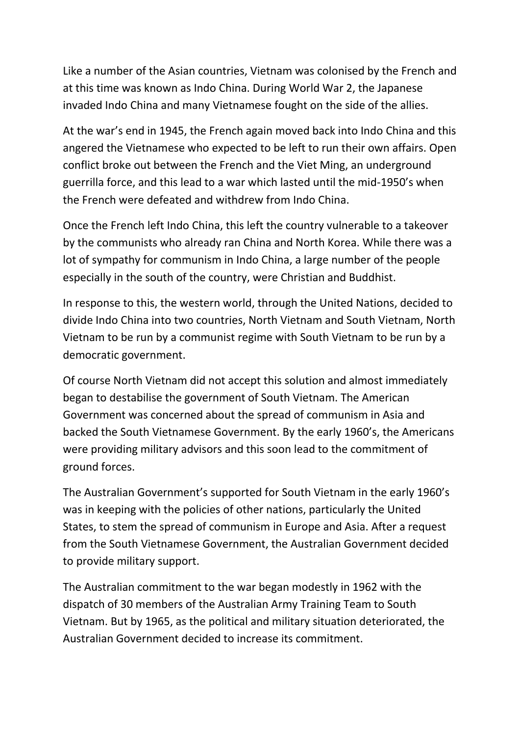Like a number of the Asian countries, Vietnam was colonised by the French and at this time was known as Indo China. During World War 2, the Japanese invaded Indo China and many Vietnamese fought on the side of the allies.

At the war's end in 1945, the French again moved back into Indo China and this angered the Vietnamese who expected to be left to run their own affairs. Open conflict broke out between the French and the Viet Ming, an underground guerrilla force, and this lead to a war which lasted until the mid-1950's when the French were defeated and withdrew from Indo China.

Once the French left Indo China, this left the country vulnerable to a takeover by the communists who already ran China and North Korea. While there was a lot of sympathy for communism in Indo China, a large number of the people especially in the south of the country, were Christian and Buddhist.

In response to this, the western world, through the United Nations, decided to divide Indo China into two countries, North Vietnam and South Vietnam, North Vietnam to be run by a communist regime with South Vietnam to be run by a democratic government.

Of course North Vietnam did not accept this solution and almost immediately began to destabilise the government of South Vietnam. The American Government was concerned about the spread of communism in Asia and backed the South Vietnamese Government. By the early 1960's, the Americans were providing military advisors and this soon lead to the commitment of ground forces.

The Australian Government's supported for South Vietnam in the early 1960's was in keeping with the policies of other nations, particularly the United States, to stem the spread of communism in Europe and Asia. After a request from the South Vietnamese Government, the Australian Government decided to provide military support.

The Australian commitment to the war began modestly in 1962 with the dispatch of 30 members of the Australian Army Training Team to South Vietnam. But by 1965, as the political and military situation deteriorated, the Australian Government decided to increase its commitment.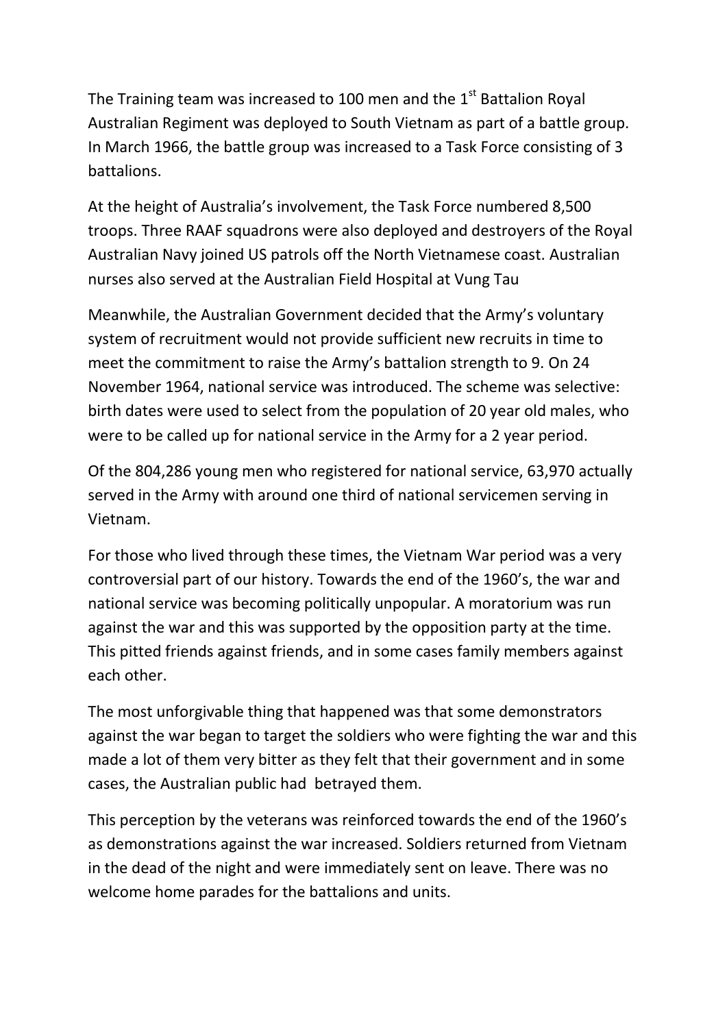The Training team was increased to 100 men and the 1st Battalion Royal Australian Regiment was deployed to South Vietnam as part of a battle group. In March 1966, the battle group was increased to a Task Force consisting of 3 battalions.

At the height of Australia's involvement, the Task Force numbered 8,500 troops. Three RAAF squadrons were also deployed and destroyers of the Royal Australian Navy joined US patrols off the North Vietnamese coast. Australian nurses also served at the Australian Field Hospital at Vung Tau

Meanwhile, the Australian Government decided that the Army's voluntary system of recruitment would not provide sufficient new recruits in time to meet the commitment to raise the Army's battalion strength to 9. On 24 November 1964, national service was introduced. The scheme was selective: birth dates were used to select from the population of 20 year old males, who were to be called up for national service in the Army for a 2 year period.

Of the 804,286 young men who registered for national service, 63,970 actually served in the Army with around one third of national servicemen serving in Vietnam.

For those who lived through these times, the Vietnam War period was a very controversial part of our history. Towards the end of the 1960's, the war and national service was becoming politically unpopular. A moratorium was run against the war and this was supported by the opposition party at the time. This pitted friends against friends, and in some cases family members against each other.

The most unforgivable thing that happened was that some demonstrators against the war began to target the soldiers who were fighting the war and this made a lot of them very bitter as they felt that their government and in some cases, the Australian public had betrayed them.

This perception by the veterans was reinforced towards the end of the 1960's as demonstrations against the war increased. Soldiers returned from Vietnam in the dead of the night and were immediately sent on leave. There was no welcome home parades for the battalions and units.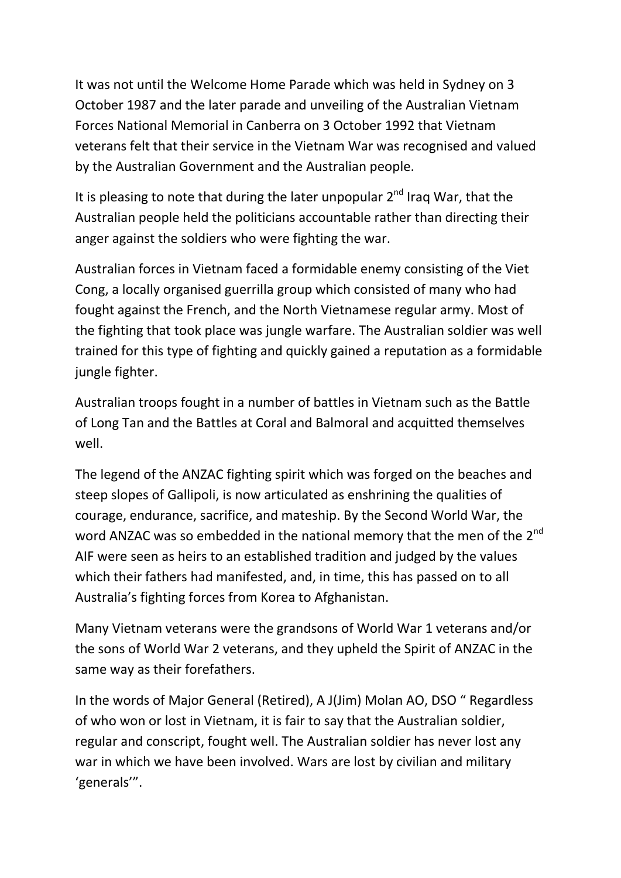It was not until the Welcome Home Parade which was held in Sydney on 3 October 1987 and the later parade and unveiling of the Australian Vietnam Forces National Memorial in Canberra on 3 October 1992 that Vietnam veterans felt that their service in the Vietnam War was recognised and valued by the Australian Government and the Australian people.

It is pleasing to note that during the later unpopular 2nd Iraq War, that the Australian people held the politicians accountable rather than directing their anger against the soldiers who were fighting the war.

Australian forces in Vietnam faced a formidable enemy consisting of the Viet Cong, a locally organised guerrilla group which consisted of many who had fought against the French, and the North Vietnamese regular army. Most of the fighting that took place was jungle warfare. The Australian soldier was well trained for this type of fighting and quickly gained a reputation as a formidable jungle fighter.

Australian troops fought in a number of battles in Vietnam such as the Battle of Long Tan and the Battles at Coral and Balmoral and acquitted themselves well.

The legend of the ANZAC fighting spirit which was forged on the beaches and steep slopes of Gallipoli, is now articulated as enshrining the qualities of courage, endurance, sacrifice, and mateship. By the Second World War, the word ANZAC was so embedded in the national memory that the men of the 2nd AIF were seen as heirs to an established tradition and judged by the values which their fathers had manifested, and, in time, this has passed on to all Australia's fighting forces from Korea to Afghanistan.

Many Vietnam veterans were the grandsons of World War 1 veterans and/or the sons of World War 2 veterans, and they upheld the Spirit of ANZAC in the same way as their forefathers.

In the words of Major General (Retired), A J(Jim) Molan AO, DSO " Regardless of who won or lost in Vietnam, it is fair to say that the Australian soldier, regular and conscript, fought well. The Australian soldier has never lost any war in which we have been involved. Wars are lost by civilian and military 'generals'".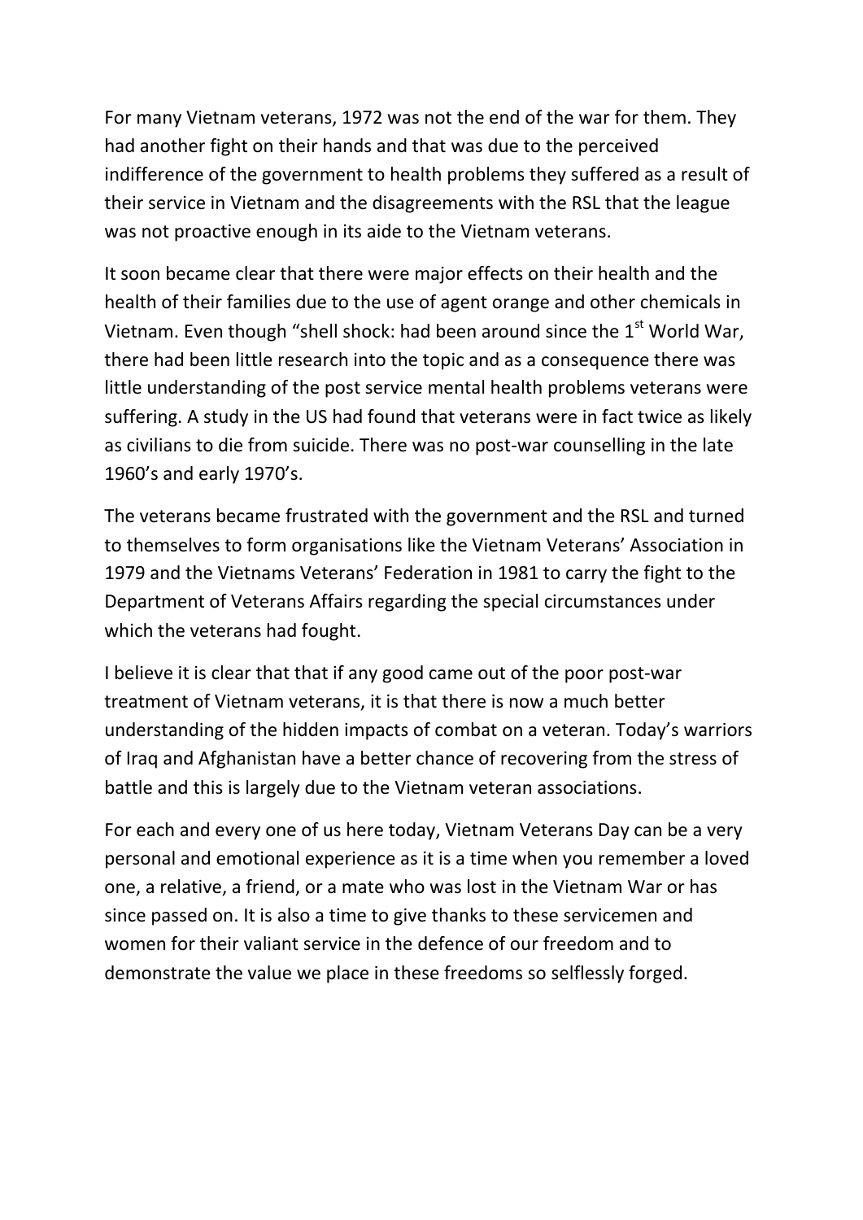For many Vietnam veterans, 1972 was not the end of the war for them. They had another fight on their hands and that was due to the perceived indifference of the government to health problems they suffered as a result of their service in Vietnam and the disagreements with the RSL that the league was not proactive enough in its aide to the Vietnam veterans.

It soon became clear that there were major effects on their health and the health of their families due to the use of agent orange and other chemicals in Vietnam. Even though "shell shock: had been around since the 1st World War, there had been little research into the topic and as a consequence there was little understanding of the post service mental health problems veterans were suffering. A study in the US had found that veterans were in fact twice as likely as civilians to die from suicide. There was no post-war counselling in the late 1960's and early 1970's.

The veterans became frustrated with the government and the RSL and turned to themselves to form organisations like the Vietnam Veterans' Association in 1979 and the Vietnams Veterans' Federation in 1981 to carry the fight to the Department of Veterans Affairs regarding the special circumstances under which the veterans had fought.

I believe it is clear that that if any good came out of the poor post-war treatment of Vietnam veterans, it is that there is now a much better understanding of the hidden impacts of combat on a veteran. Today's warriors of Iraq and Afghanistan have a better chance of recovering from the stress of battle and this is largely due to the Vietnam veteran associations.

For each and every one of us here today, Vietnam Veterans Day can be a very personal and emotional experience as it is a time when you remember a loved one, a relative, a friend, or a mate who was lost in the Vietnam War or has since passed on. It is also a time to give thanks to these servicemen and women for their valiant service in the defence of our freedom and to demonstrate the value we place in these freedoms so selflessly forged.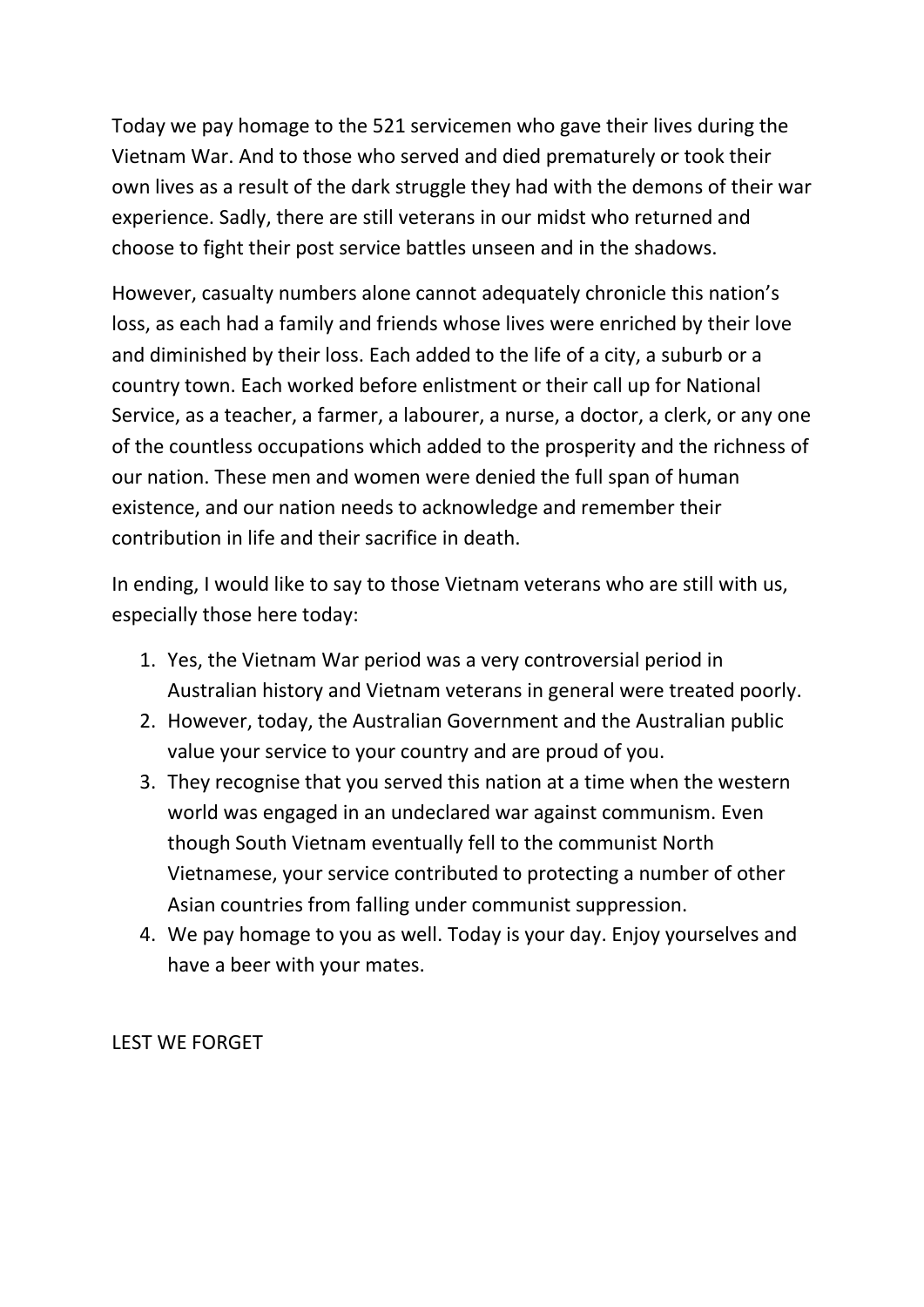Today we pay homage to the 521 servicemen who gave their lives during the Vietnam War. And to those who served and died prematurely or took their own lives as a result of the dark struggle they had with the demons of their war experience. Sadly, there are still veterans in our midst who returned and choose to fight their post service battles unseen and in the shadows.

However, casualty numbers alone cannot adequately chronicle this nation's loss, as each had a family and friends whose lives were enriched by their love and diminished by their loss. Each added to the life of a city, a suburb or a country town. Each worked before enlistment or their call up for National Service, as a teacher, a farmer, a labourer, a nurse, a doctor, a clerk, or any one of the countless occupations which added to the prosperity and the richness of our nation. These men and women were denied the full span of human existence, and our nation needs to acknowledge and remember their contribution in life and their sacrifice in death.

In ending, I would like to say to those Vietnam veterans who are still with us, especially those here today:

1. Yes, the Vietnam War period was a very controversial period in Australian history and Vietnam veterans in general were treated poorly.
2. However, today, the Australian Government and the Australian public value your service to your country and are proud of you.
3. They recognise that you served this nation at a time when the western world was engaged in an undeclared war against communism. Even though South Vietnam eventually fell to the communist North Vietnamese, your service contributed to protecting a number of other Asian countries from falling under communist suppression.
4. We pay homage to you as well. Today is your day. Enjoy yourselves and have a beer with your mates.

LEST WE FORGET